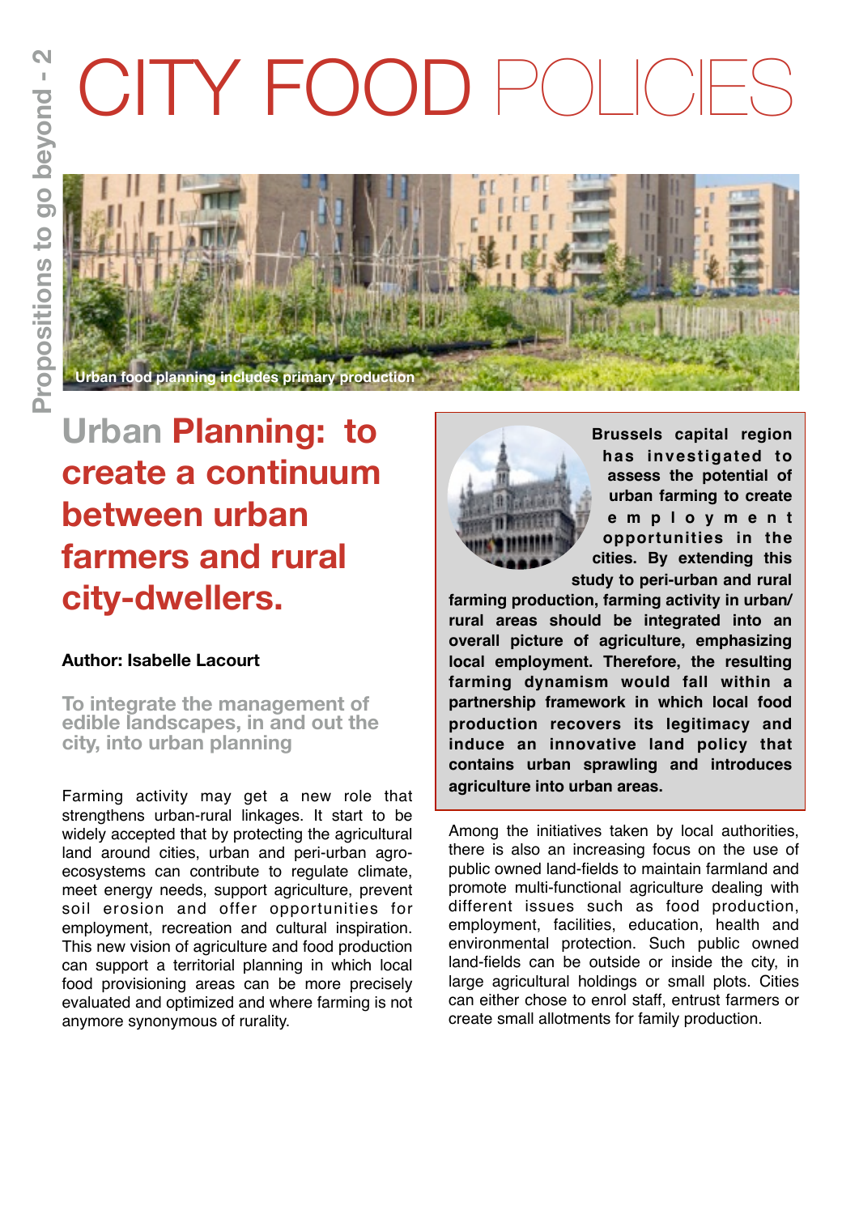# CITY FOOD POLICIES

Urban food planning includes primary production

## Urban Planning: to create a continuum between urban farmers and rural city-dwellers.

**Author: Isabelle Lacourt**

### To integrate the management of edible landscapes, in and out the city, into urban planning

Farming activity may get a new role that strengthens urban-rural linkages. It start to be widely accepted that by protecting the agricultural land around cities, urban and peri-urban agro-ecosystems can contribute to regulate climate, meet energy needs, support agriculture, prevent soil erosion and offer opportunities for employment, recreation and cultural inspiration. This new vision of agriculture and food production can support a territorial planning in which local food provisioning areas can be more precisely evaluated and optimized and where farming is not anymore synonymous of rurality.

**Brussels capital region has investigated to assess the potential of urban farming to create employment opportunities in the cities. By extending this study to peri-urban and rural farming production, farming activity in urban/rural areas should be integrated into an overall picture of agriculture, emphasizing local employment. Therefore, the resulting farming dynamism would fall within a partnership framework in which local food production recovers its legitimacy and induce an innovative land policy that contains urban sprawling and introduces agriculture into urban areas.**

Among the initiatives taken by local authorities, there is also an increasing focus on the use of public owned land-fields to maintain farmland and promote multi-functional agriculture dealing with different issues such as food production, employment, facilities, education, health and environmental protection. Such public owned land-fields can be outside or inside the city, in large agricultural holdings or small plots. Cities can either chose to enrol staff, entrust farmers or create small allotments for family production.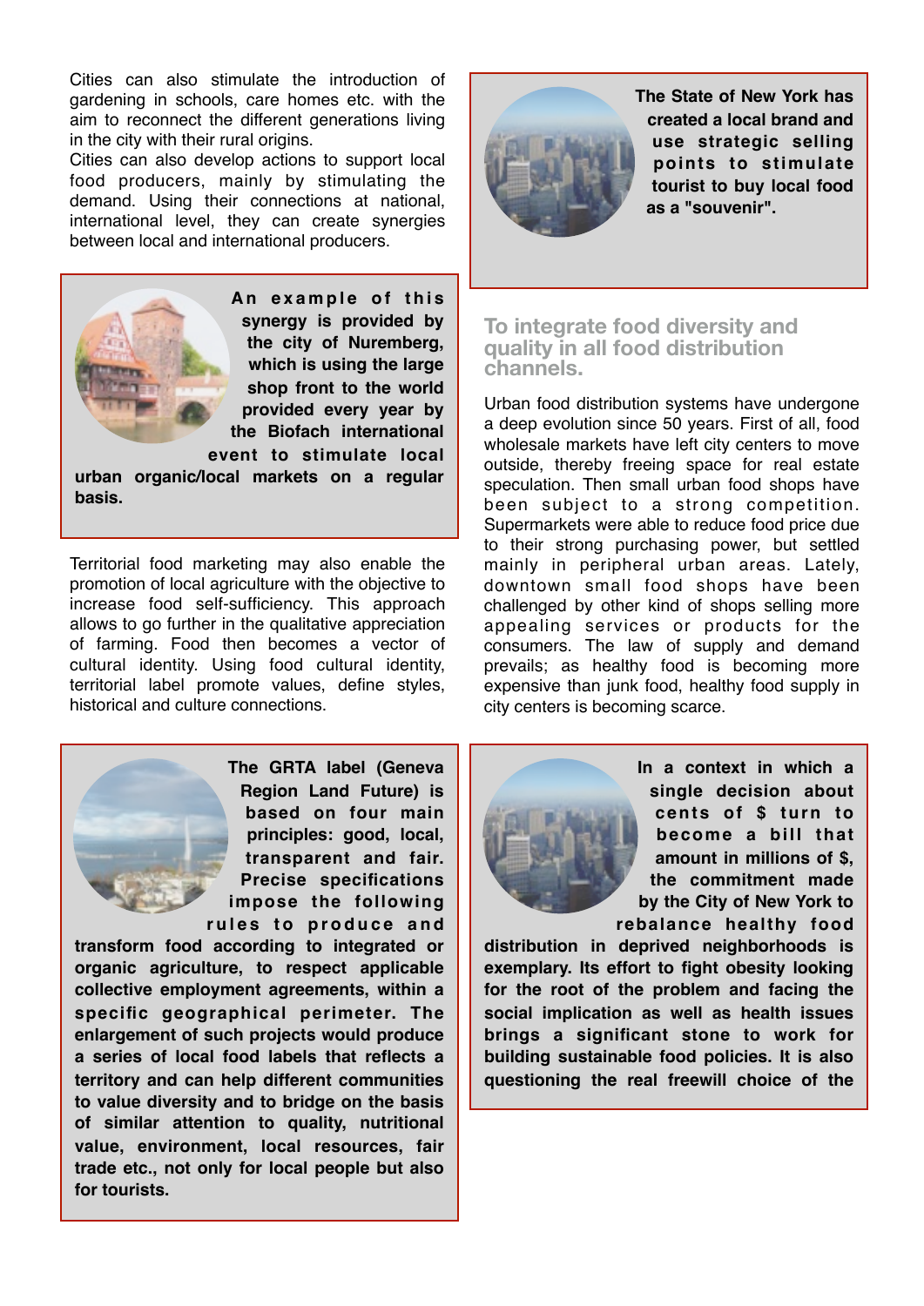Cities can also stimulate the introduction of gardening in schools, care homes etc. with the aim to reconnect the different generations living in the city with their rural origins.
Cities can also develop actions to support local food producers, mainly by stimulating the demand. Using their connections at national, international level, they can create synergies between local and international producers.

**An example of this synergy is provided by the city of Nuremberg, which is using the large shop front to the world provided every year by the Biofach international event to stimulate local urban organic/local markets on a regular basis.**

Territorial food marketing may also enable the promotion of local agriculture with the objective to increase food self-sufficiency. This approach allows to go further in the qualitative appreciation of farming. Food then becomes a vector of cultural identity. Using food cultural identity, territorial label promote values, define styles, historical and culture connections.

**The GRTA label (Geneva Region Land Future) is based on four main principles: good, local, transparent and fair. Precise specifications impose the following rules to produce and transform food according to integrated or organic agriculture, to respect applicable collective employment agreements, within a specific geographical perimeter. The enlargement of such projects would produce a series of local food labels that reflects a territory and can help different communities to value diversity and to bridge on the basis of similar attention to quality, nutritional value, environment, local resources, fair trade etc., not only for local people but also for tourists.**

**The State of New York has created a local brand and use strategic selling points to stimulate tourist to buy local food as a "souvenir".**

## To integrate food diversity and quality in all food distribution channels.

Urban food distribution systems have undergone a deep evolution since 50 years. First of all, food wholesale markets have left city centers to move outside, thereby freeing space for real estate speculation. Then small urban food shops have been subject to a strong competition. Supermarkets were able to reduce food price due to their strong purchasing power, but settled mainly in peripheral urban areas. Lately, downtown small food shops have been challenged by other kind of shops selling more appealing services or products for the consumers. The law of supply and demand prevails; as healthy food is becoming more expensive than junk food, healthy food supply in city centers is becoming scarce.

**In a context in which a single decision about cents of $ turn to become a bill that amount in millions of $, the commitment made by the City of New York to rebalance healthy food distribution in deprived neighborhoods is exemplary. Its effort to fight obesity looking for the root of the problem and facing the social implication as well as health issues brings a significant stone to work for building sustainable food policies. It is also questioning the real freewill choice of the**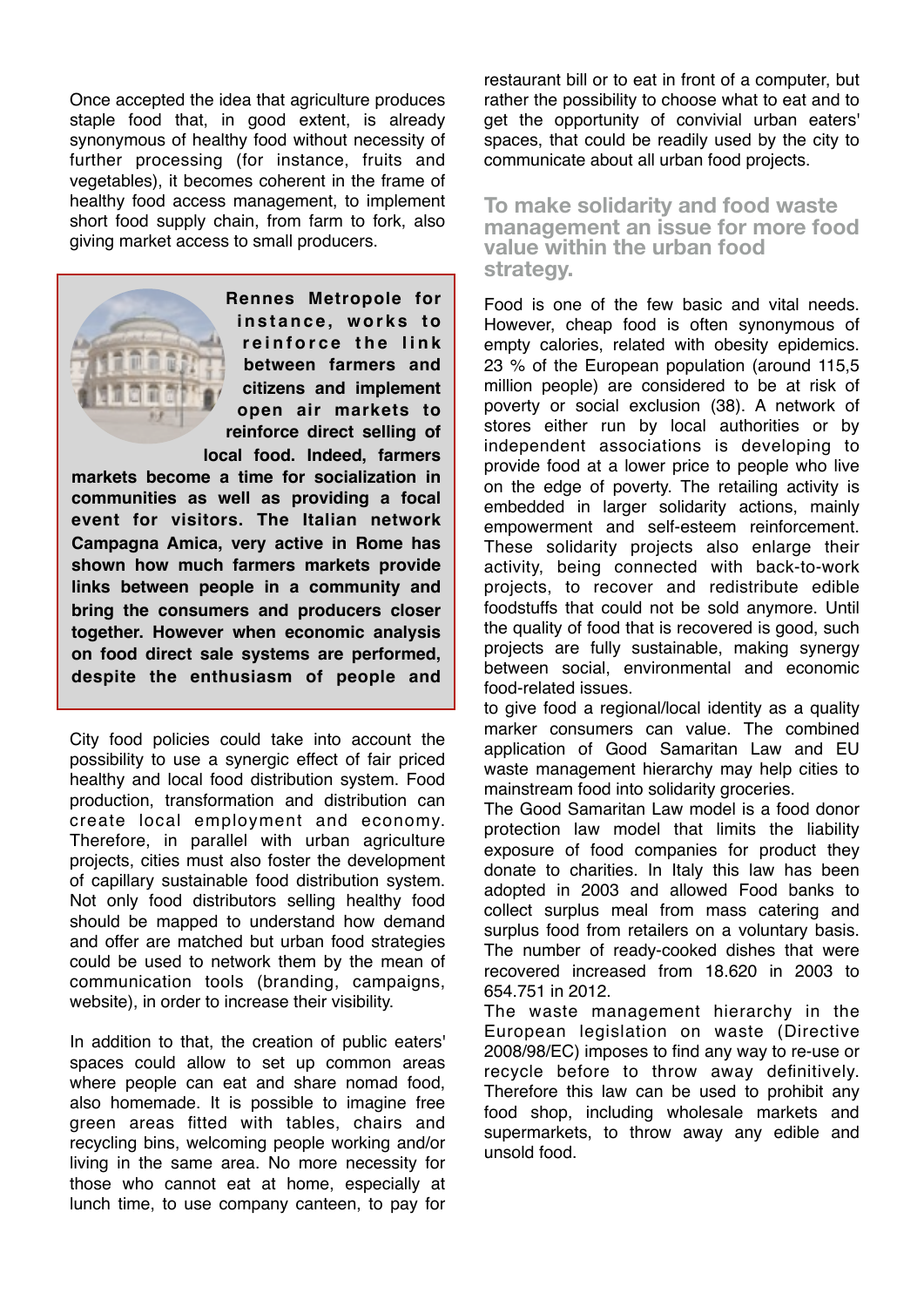Once accepted the idea that agriculture produces staple food that, in good extent, is already synonymous of healthy food without necessity of further processing (for instance, fruits and vegetables), it becomes coherent in the frame of healthy food access management, to implement short food supply chain, from farm to fork, also giving market access to small producers.

**Rennes Metropole for instance, works to reinforce the link between farmers and citizens and implement open air markets to reinforce direct selling of local food. Indeed, farmers markets become a time for socialization in communities as well as providing a focal event for visitors. The Italian network Campagna Amica, very active in Rome has shown how much farmers markets provide links between people in a community and bring the consumers and producers closer together. However when economic analysis on food direct sale systems are performed, despite the enthusiasm of people and**

City food policies could take into account the possibility to use a synergic effect of fair priced healthy and local food distribution system. Food production, transformation and distribution can create local employment and economy. Therefore, in parallel with urban agriculture projects, cities must also foster the development of capillary sustainable food distribution system. Not only food distributors selling healthy food should be mapped to understand how demand and offer are matched but urban food strategies could be used to network them by the mean of communication tools (branding, campaigns, website), in order to increase their visibility.

In addition to that, the creation of public eaters' spaces could allow to set up common areas where people can eat and share nomad food, also homemade. It is possible to imagine free green areas fitted with tables, chairs and recycling bins, welcoming people working and/or living in the same area. No more necessity for those who cannot eat at home, especially at lunch time, to use company canteen, to pay for restaurant bill or to eat in front of a computer, but rather the possibility to choose what to eat and to get the opportunity of convivial urban eaters' spaces, that could be readily used by the city to communicate about all urban food projects.

## To make solidarity and food waste management an issue for more food value within the urban food strategy.

Food is one of the few basic and vital needs. However, cheap food is often synonymous of empty calories, related with obesity epidemics. 23 % of the European population (around 115,5 million people) are considered to be at risk of poverty or social exclusion (38). A network of stores either run by local authorities or by independent associations is developing to provide food at a lower price to people who live on the edge of poverty. The retailing activity is embedded in larger solidarity actions, mainly empowerment and self-esteem reinforcement. These solidarity projects also enlarge their activity, being connected with back-to-work projects, to recover and redistribute edible foodstuffs that could not be sold anymore. Until the quality of food that is recovered is good, such projects are fully sustainable, making synergy between social, environmental and economic food-related issues.

to give food a regional/local identity as a quality marker consumers can value. The combined application of Good Samaritan Law and EU waste management hierarchy may help cities to mainstream food into solidarity groceries.

The Good Samaritan Law model is a food donor protection law model that limits the liability exposure of food companies for product they donate to charities. In Italy this law has been adopted in 2003 and allowed Food banks to collect surplus meal from mass catering and surplus food from retailers on a voluntary basis. The number of ready-cooked dishes that were recovered increased from 18.620 in 2003 to 654.751 in 2012.

The waste management hierarchy in the European legislation on waste (Directive 2008/98/EC) imposes to find any way to re-use or recycle before to throw away definitively. Therefore this law can be used to prohibit any food shop, including wholesale markets and supermarkets, to throw away any edible and unsold food.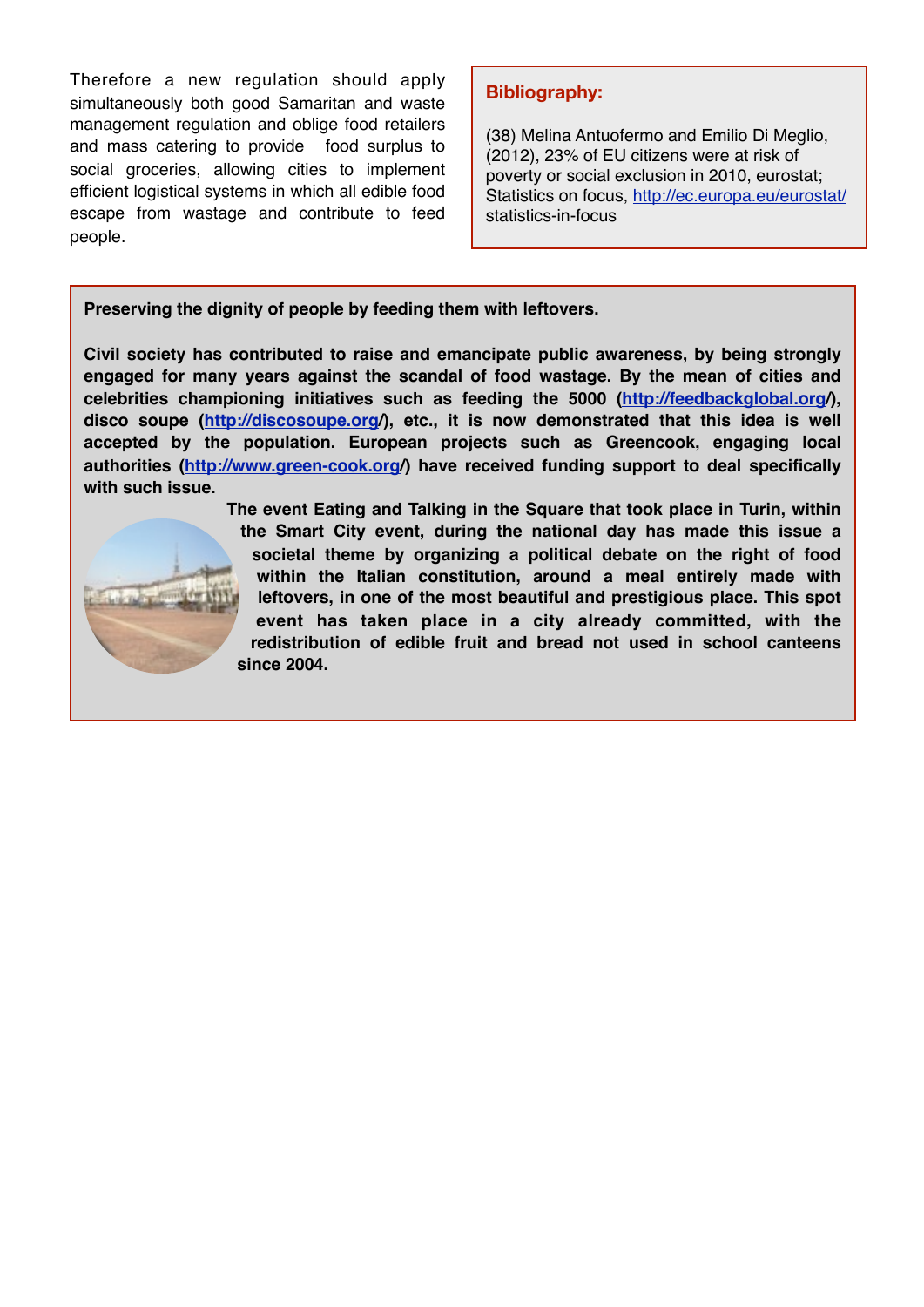Therefore a new regulation should apply simultaneously both good Samaritan and waste management regulation and oblige food retailers and mass catering to provide food surplus to social groceries, allowing cities to implement efficient logistical systems in which all edible food escape from wastage and contribute to feed people.

**Bibliography:**

(38) Melina Antuofermo and Emilio Di Meglio, (2012), 23% of EU citizens were at risk of poverty or social exclusion in 2010, eurostat; Statistics on focus, http://ec.europa.eu/eurostat/statistics-in-focus

**Preserving the dignity of people by feeding them with leftovers.**

**Civil society has contributed to raise and emancipate public awareness, by being strongly engaged for many years against the scandal of food wastage. By the mean of cities and celebrities championing initiatives such as feeding the 5000 (http://feedbackglobal.org/), disco soupe (http://discosoupe.org/), etc., it is now demonstrated that this idea is well accepted by the population. European projects such as Greencook, engaging local authorities (http://www.green-cook.org/) have received funding support to deal specifically with such issue.**

**The event Eating and Talking in the Square that took place in Turin, within the Smart City event, during the national day has made this issue a societal theme by organizing a political debate on the right of food within the Italian constitution, around a meal entirely made with leftovers, in one of the most beautiful and prestigious place. This spot event has taken place in a city already committed, with the redistribution of edible fruit and bread not used in school canteens since 2004.**